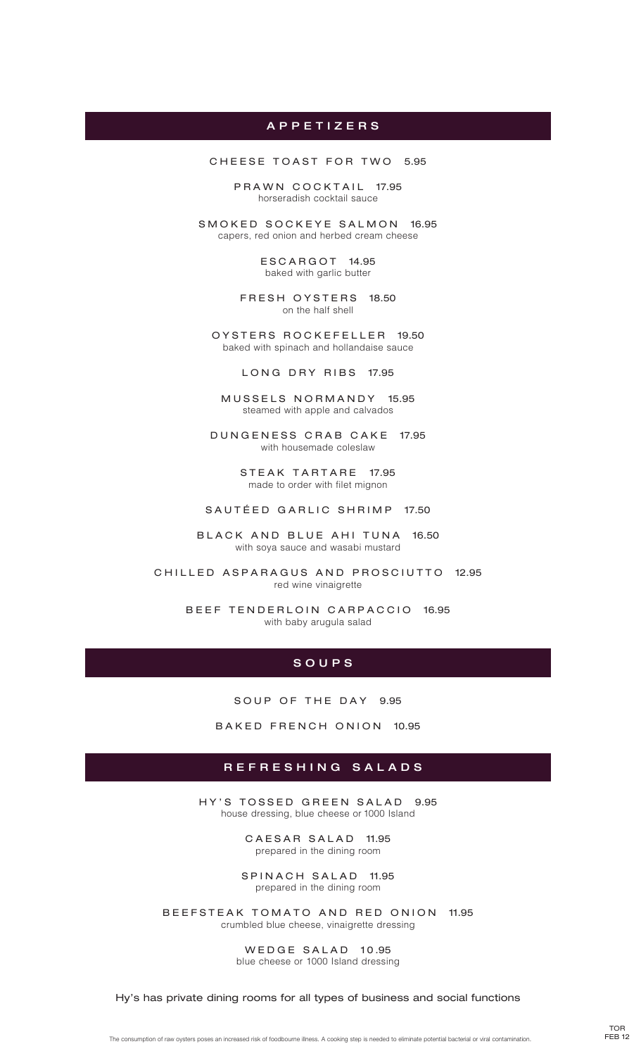## APPETIZERS

**CHEESE TOAST FOR TWO** 5.95

**PRAWN COCKTAIL** 17.95
horseradish cocktail sauce

**SMOKED SOCKEYE SALMON** 16.95
capers, red onion and herbed cream cheese

**ESCARGOT** 14.95
baked with garlic butter

**FRESH OYSTERS** 18.50
on the half shell

**OYSTERS ROCKEFELLER** 19.50
baked with spinach and hollandaise sauce

**LONG DRY RIBS** 17.95

**MUSSELS NORMANDY** 15.95
steamed with apple and calvados

**DUNGENESS CRAB CAKE** 17.95
with housemade coleslaw

**STEAK TARTARE** 17.95
made to order with filet mignon

**SAUTÉED GARLIC SHRIMP** 17.50

**BLACK AND BLUE AHI TUNA** 16.50
with soya sauce and wasabi mustard

**CHILLED ASPARAGUS AND PROSCIUTTO** 12.95
red wine vinaigrette

**BEEF TENDERLOIN CARPACCIO** 16.95
with baby arugula salad

## SOUPS

**SOUP OF THE DAY** 9.95

**BAKED FRENCH ONION** 10.95

## REFRESHING SALADS

**HY'S TOSSED GREEN SALAD** 9.95
house dressing, blue cheese or 1000 Island

**CAESAR SALAD** 11.95
prepared in the dining room

**SPINACH SALAD** 11.95
prepared in the dining room

**BEEFSTEAK TOMATO AND RED ONION** 11.95
crumbled blue cheese, vinaigrette dressing

**WEDGE SALAD** 10.95
blue cheese or 1000 Island dressing

Hy's has private dining rooms for all types of business and social functions

The consumption of raw oysters poses an increased risk of foodbourne illness. A cooking step is needed to eliminate potential bacterial or viral contamination.

TOR
FEB 12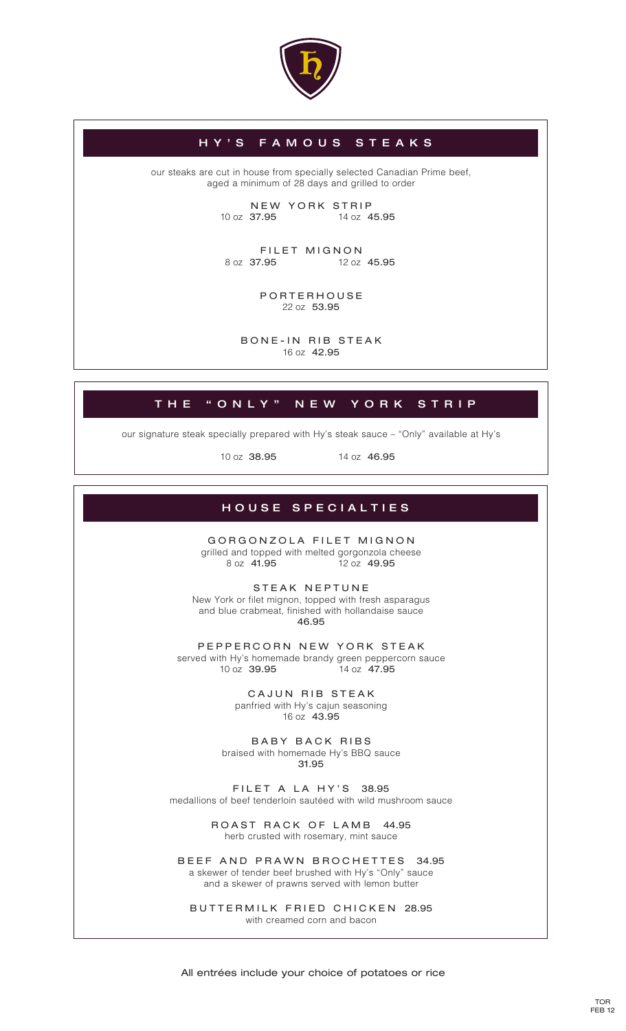## HY'S FAMOUS STEAKS

our steaks are cut in house from specially selected Canadian Prime beef, aged a minimum of 28 days and grilled to order

**NEW YORK STRIP**
10 oz **37.95** 14 oz **45.95**

**FILET MIGNON**
8 oz **37.95** 12 oz **45.95**

**PORTERHOUSE**
22 oz **53.95**

**BONE-IN RIB STEAK**
16 oz **42.95**

## THE "ONLY" NEW YORK STRIP

our signature steak specially prepared with Hy's steak sauce – "Only" available at Hy's

10 oz **38.95** 14 oz **46.95**

## HOUSE SPECIALTIES

**GORGONZOLA FILET MIGNON**
grilled and topped with melted gorgonzola cheese
8 oz **41.95** 12 oz **49.95**

**STEAK NEPTUNE**
New York or filet mignon, topped with fresh asparagus and blue crabmeat, finished with hollandaise sauce
**46.95**

**PEPPERCORN NEW YORK STEAK**
served with Hy's homemade brandy green peppercorn sauce
10 oz **39.95** 14 oz **47.95**

**CAJUN RIB STEAK**
panfried with Hy's cajun seasoning
16 oz **43.95**

**BABY BACK RIBS**
braised with homemade Hy's BBQ sauce
**31.95**

**FILET A LA HY'S** 38.95
medallions of beef tenderloin sautéed with wild mushroom sauce

**ROAST RACK OF LAMB** 44.95
herb crusted with rosemary, mint sauce

**BEEF AND PRAWN BROCHETTES** 34.95
a skewer of tender beef brushed with Hy's "Only" sauce and a skewer of prawns served with lemon butter

**BUTTERMILK FRIED CHICKEN** 28.95
with creamed corn and bacon

All entrées include your choice of potatoes or rice

TOR
FEB 12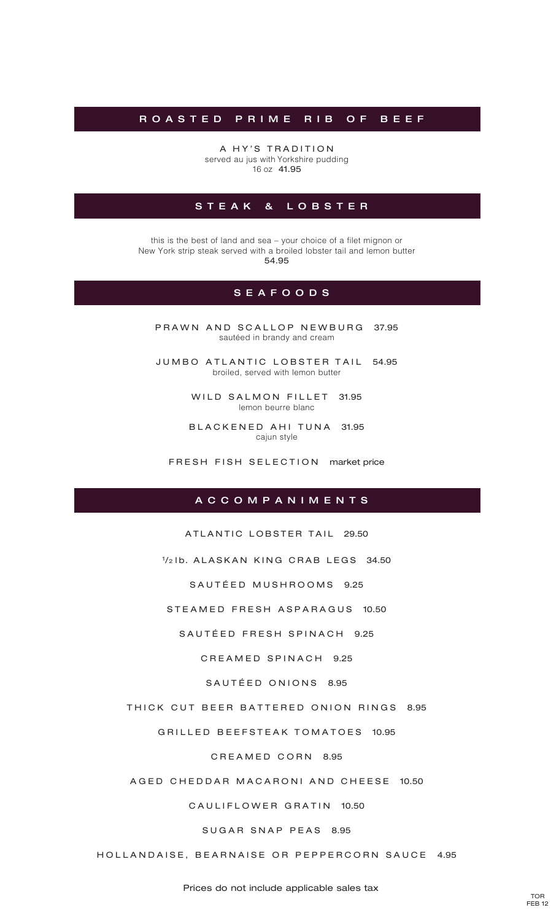## ROASTED PRIME RIB OF BEEF

A HY'S TRADITION
served au jus with Yorkshire pudding
16 oz **41.95**

## STEAK & LOBSTER

this is the best of land and sea – your choice of a filet mignon or New York strip steak served with a broiled lobster tail and lemon butter
54.95

## SEAFOODS

PRAWN AND SCALLOP NEWBURG 37.95
sautéed in brandy and cream

JUMBO ATLANTIC LOBSTER TAIL 54.95
broiled, served with lemon butter

WILD SALMON FILLET 31.95
lemon beurre blanc

BLACKENED AHI TUNA 31.95
cajun style

FRESH FISH SELECTION market price

## ACCOMPANIMENTS

ATLANTIC LOBSTER TAIL 29.50

1/2 lb. ALASKAN KING CRAB LEGS 34.50

SAUTÉED MUSHROOMS 9.25

STEAMED FRESH ASPARAGUS 10.50

SAUTÉED FRESH SPINACH 9.25

CREAMED SPINACH 9.25

SAUTÉED ONIONS 8.95

THICK CUT BEER BATTERED ONION RINGS 8.95

GRILLED BEEFSTEAK TOMATOES 10.95

CREAMED CORN 8.95

AGED CHEDDAR MACARONI AND CHEESE 10.50

CAULIFLOWER GRATIN 10.50

SUGAR SNAP PEAS 8.95

HOLLANDAISE, BEARNAISE OR PEPPERCORN SAUCE 4.95

Prices do not include applicable sales tax

TOR
FEB 12